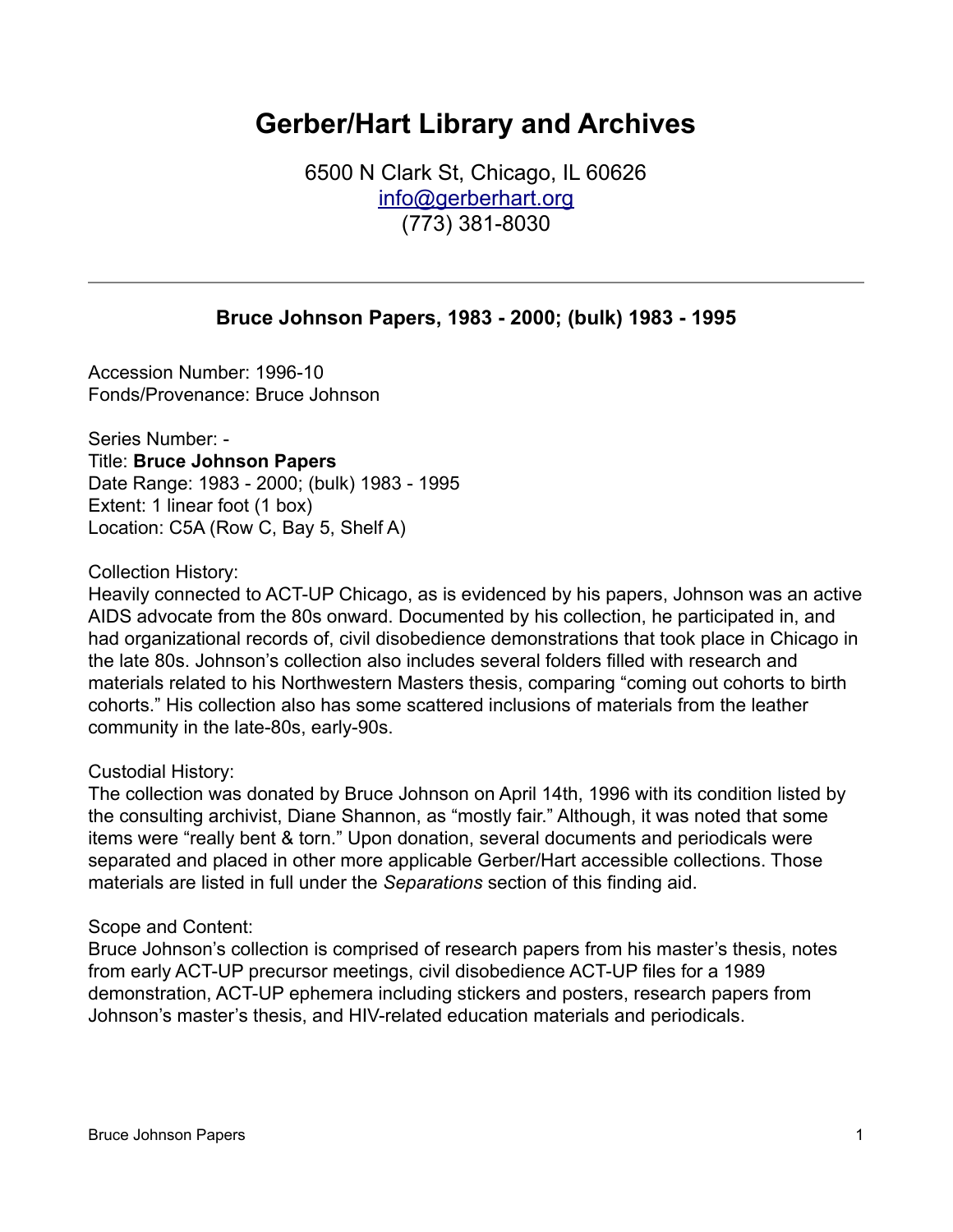# Gerber/Hart Library and Archives

6500 N Clark St, Chicago, IL 60626
info@gerberhart.org
(773) 381-8030

---

### Bruce Johnson Papers, 1983 - 2000; (bulk) 1983 - 1995

Accession Number: 1996-10
Fonds/Provenance: Bruce Johnson

Series Number: -
Title: **Bruce Johnson Papers**
Date Range: 1983 - 2000; (bulk) 1983 - 1995
Extent: 1 linear foot (1 box)
Location: C5A (Row C, Bay 5, Shelf A)

Collection History:
Heavily connected to ACT-UP Chicago, as is evidenced by his papers, Johnson was an active AIDS advocate from the 80s onward. Documented by his collection, he participated in, and had organizational records of, civil disobedience demonstrations that took place in Chicago in the late 80s. Johnson's collection also includes several folders filled with research and materials related to his Northwestern Masters thesis, comparing "coming out cohorts to birth cohorts." His collection also has some scattered inclusions of materials from the leather community in the late-80s, early-90s.

Custodial History:
The collection was donated by Bruce Johnson on April 14th, 1996 with its condition listed by the consulting archivist, Diane Shannon, as "mostly fair." Although, it was noted that some items were "really bent & torn." Upon donation, several documents and periodicals were separated and placed in other more applicable Gerber/Hart accessible collections. Those materials are listed in full under the *Separations* section of this finding aid.

Scope and Content:
Bruce Johnson's collection is comprised of research papers from his master's thesis, notes from early ACT-UP precursor meetings, civil disobedience ACT-UP files for a 1989 demonstration, ACT-UP ephemera including stickers and posters, research papers from Johnson's master's thesis, and HIV-related education materials and periodicals.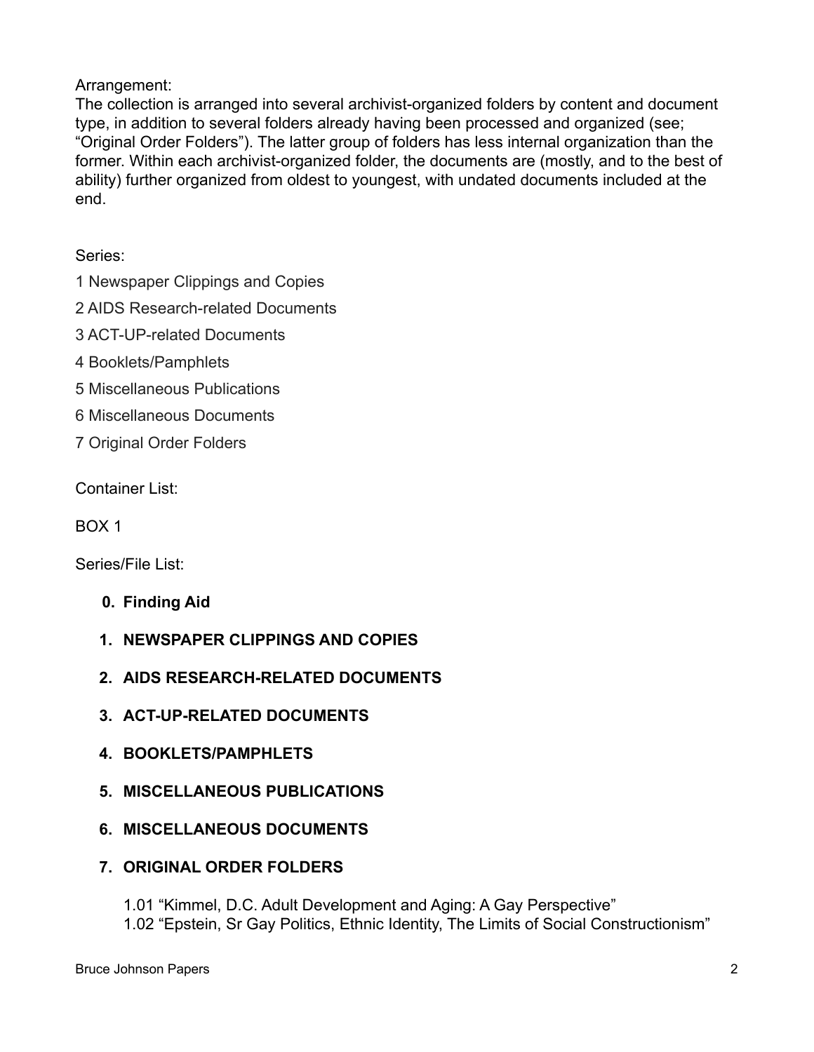Arrangement:
The collection is arranged into several archivist-organized folders by content and document type, in addition to several folders already having been processed and organized (see; “Original Order Folders”). The latter group of folders has less internal organization than the former. Within each archivist-organized folder, the documents are (mostly, and to the best of ability) further organized from oldest to youngest, with undated documents included at the end.

Series:

1 Newspaper Clippings and Copies

2 AIDS Research-related Documents

3 ACT-UP-related Documents

4 Booklets/Pamphlets

5 Miscellaneous Publications

6 Miscellaneous Documents

7 Original Order Folders

Container List:

BOX 1

Series/File List:

0. **Finding Aid**
1. **NEWSPAPER CLIPPINGS AND COPIES**
2. **AIDS RESEARCH-RELATED DOCUMENTS**
3. **ACT-UP-RELATED DOCUMENTS**
4. **BOOKLETS/PAMPHLETS**
5. **MISCELLANEOUS PUBLICATIONS**
6. **MISCELLANEOUS DOCUMENTS**
7. **ORIGINAL ORDER FOLDERS**

   1.01 “Kimmel, D.C. Adult Development and Aging: A Gay Perspective”
   1.02 “Epstein, Sr Gay Politics, Ethnic Identity, The Limits of Social Constructionism”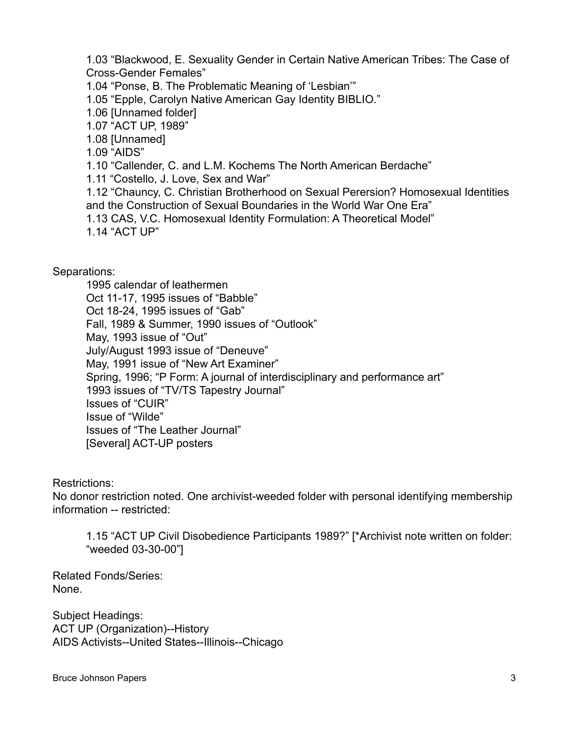1.03 “Blackwood, E. Sexuality Gender in Certain Native American Tribes: The Case of Cross-Gender Females”
1.04 “Ponse, B. The Problematic Meaning of ‘Lesbian’”
1.05 “Epple, Carolyn Native American Gay Identity BIBLIO.”
1.06 [Unnamed folder]
1.07 “ACT UP, 1989”
1.08 [Unnamed]
1.09 “AIDS”
1.10 “Callender, C. and L.M. Kochems The North American Berdache”
1.11 “Costello, J. Love, Sex and War”
1.12 “Chauncy, C. Christian Brotherhood on Sexual Perersion? Homosexual Identities and the Construction of Sexual Boundaries in the World War One Era”
1.13 CAS, V.C. Homosexual Identity Formulation: A Theoretical Model”
1.14 “ACT UP”

Separations:

1995 calendar of leathermen
Oct 11-17, 1995 issues of “Babble”
Oct 18-24, 1995 issues of “Gab”
Fall, 1989 & Summer, 1990 issues of “Outlook”
May, 1993 issue of “Out”
July/August 1993 issue of “Deneuve”
May, 1991 issue of “New Art Examiner”
Spring, 1996; “P Form: A journal of interdisciplinary and performance art”
1993 issues of “TV/TS Tapestry Journal”
Issues of “CUIR”
Issue of “Wilde”
Issues of “The Leather Journal”
[Several] ACT-UP posters

Restrictions:
No donor restriction noted. One archivist-weeded folder with personal identifying membership information -- restricted:

1.15 “ACT UP Civil Disobedience Participants 1989?” [*Archivist note written on folder: “weeded 03-30-00”]

Related Fonds/Series:
None.

Subject Headings:
ACT UP (Organization)--History
AIDS Activists--United States--Illinois--Chicago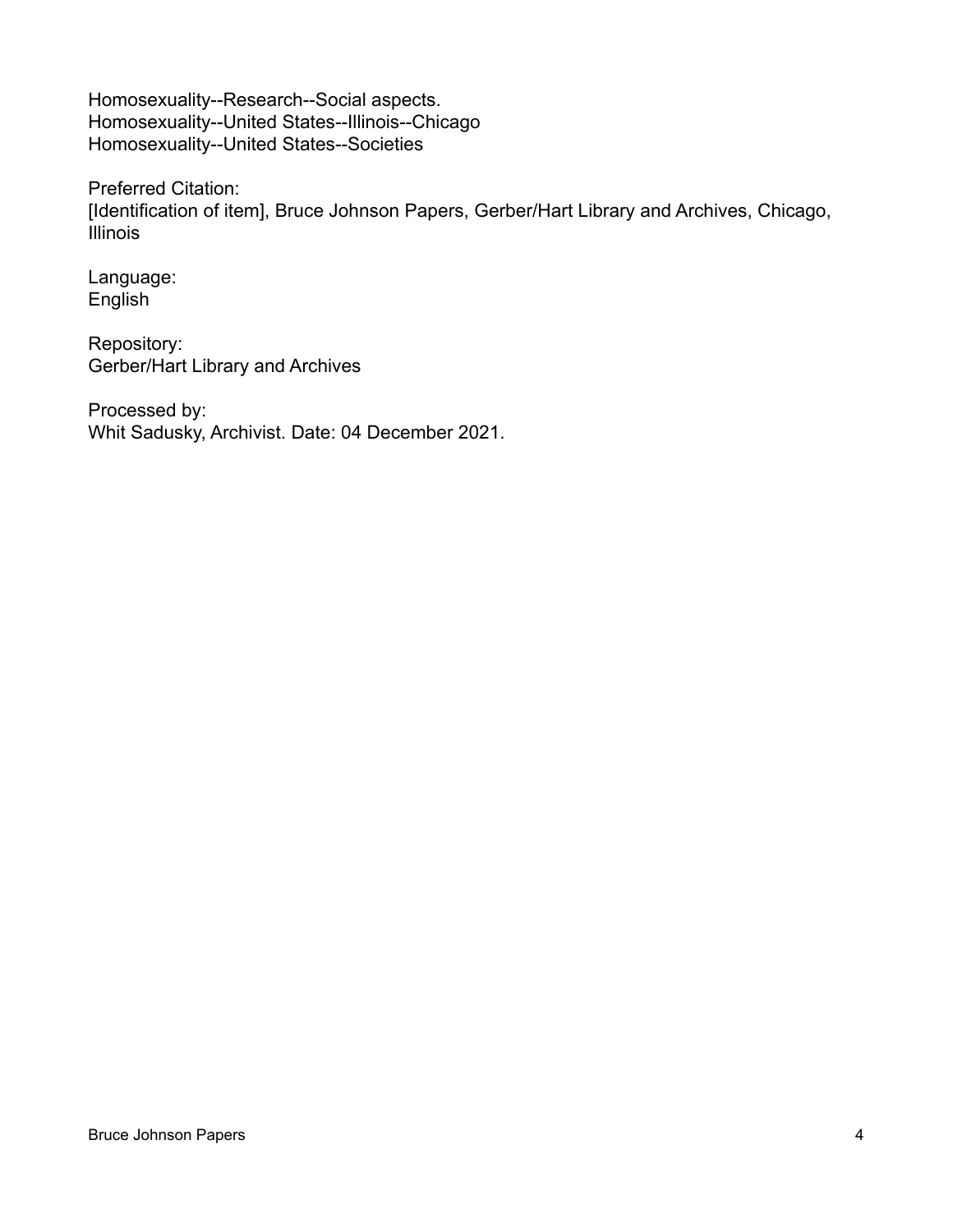Homosexuality--Research--Social aspects.
Homosexuality--United States--Illinois--Chicago
Homosexuality--United States--Societies

Preferred Citation:
[Identification of item], Bruce Johnson Papers, Gerber/Hart Library and Archives, Chicago, Illinois

Language:
English

Repository:
Gerber/Hart Library and Archives

Processed by:
Whit Sadusky, Archivist. Date: 04 December 2021.